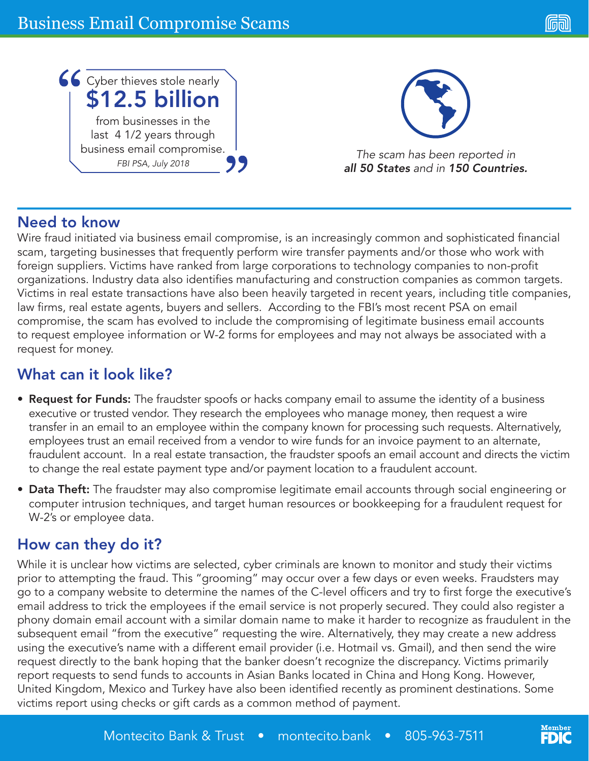# Business Email Compromise Scams

> Cyber thieves stole nearly
> **$12.5 billion**
> from businesses in the last 4 1/2 years through business email compromise.
>
> *FBI PSA, July 2018*

*The scam has been reported in **all 50 States** and in **150 Countries.***

## Need to know

Wire fraud initiated via business email compromise, is an increasingly common and sophisticated financial scam, targeting businesses that frequently perform wire transfer payments and/or those who work with foreign suppliers. Victims have ranked from large corporations to technology companies to non-profit organizations. Industry data also identifies manufacturing and construction companies as common targets. Victims in real estate transactions have also been heavily targeted in recent years, including title companies, law firms, real estate agents, buyers and sellers. According to the FBI's most recent PSA on email compromise, the scam has evolved to include the compromising of legitimate business email accounts to request employee information or W-2 forms for employees and may not always be associated with a request for money.

## What can it look like?

- **Request for Funds:** The fraudster spoofs or hacks company email to assume the identity of a business executive or trusted vendor. They research the employees who manage money, then request a wire transfer in an email to an employee within the company known for processing such requests. Alternatively, employees trust an email received from a vendor to wire funds for an invoice payment to an alternate, fraudulent account. In a real estate transaction, the fraudster spoofs an email account and directs the victim to change the real estate payment type and/or payment location to a fraudulent account.
- **Data Theft:** The fraudster may also compromise legitimate email accounts through social engineering or computer intrusion techniques, and target human resources or bookkeeping for a fraudulent request for W-2's or employee data.

## How can they do it?

While it is unclear how victims are selected, cyber criminals are known to monitor and study their victims prior to attempting the fraud. This "grooming" may occur over a few days or even weeks. Fraudsters may go to a company website to determine the names of the C-level officers and try to first forge the executive's email address to trick the employees if the email service is not properly secured. They could also register a phony domain email account with a similar domain name to make it harder to recognize as fraudulent in the subsequent email "from the executive" requesting the wire. Alternatively, they may create a new address using the executive's name with a different email provider (i.e. Hotmail vs. Gmail), and then send the wire request directly to the bank hoping that the banker doesn't recognize the discrepancy. Victims primarily report requests to send funds to accounts in Asian Banks located in China and Hong Kong. However, United Kingdom, Mexico and Turkey have also been identified recently as prominent destinations. Some victims report using checks or gift cards as a common method of payment.

Montecito Bank & Trust • montecito.bank • 805-963-7511

Member FDIC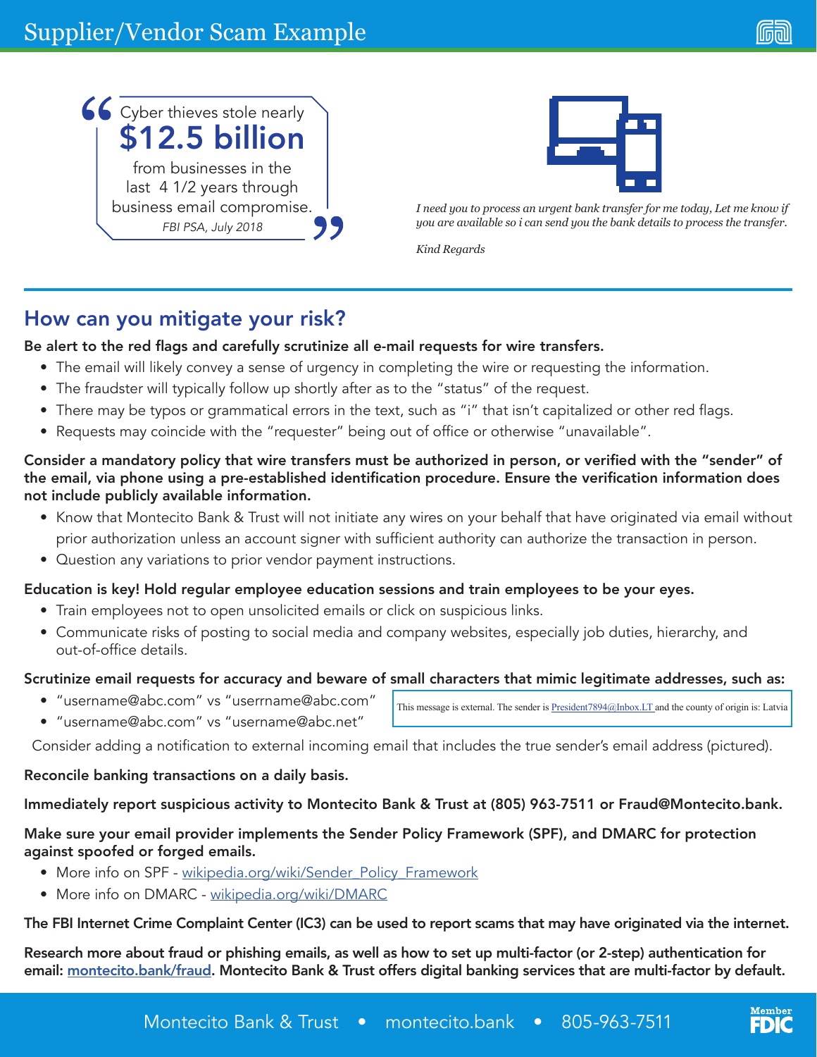# Supplier/Vendor Scam Example

> Cyber thieves stole nearly **$12.5 billion** from businesses in the last 4 1/2 years through business email compromise.
>
> *FBI PSA, July 2018*

*I need you to process an urgent bank transfer for me today, Let me know if you are available so i can send you the bank details to process the transfer.*

*Kind Regards*

## How can you mitigate your risk?

**Be alert to the red flags and carefully scrutinize all e-mail requests for wire transfers.**

- The email will likely convey a sense of urgency in completing the wire or requesting the information.
- The fraudster will typically follow up shortly after as to the "status" of the request.
- There may be typos or grammatical errors in the text, such as "i" that isn't capitalized or other red flags.
- Requests may coincide with the "requester" being out of office or otherwise "unavailable".

**Consider a mandatory policy that wire transfers must be authorized in person, or verified with the "sender" of the email, via phone using a pre-established identification procedure. Ensure the verification information does not include publicly available information.**

- Know that Montecito Bank & Trust will not initiate any wires on your behalf that have originated via email without prior authorization unless an account signer with sufficient authority can authorize the transaction in person.
- Question any variations to prior vendor payment instructions.

**Education is key! Hold regular employee education sessions and train employees to be your eyes.**

- Train employees not to open unsolicited emails or click on suspicious links.
- Communicate risks of posting to social media and company websites, especially job duties, hierarchy, and out-of-office details.

**Scrutinize email requests for accuracy and beware of small characters that mimic legitimate addresses, such as:**

- "username@abc.com" vs "userrname@abc.com"
- "username@abc.com" vs "username@abc.net"

> This message is external. The sender is President7894@Inbox.LT and the county of origin is: Latvia

Consider adding a notification to external incoming email that includes the true sender's email address (pictured).

**Reconcile banking transactions on a daily basis.**

**Immediately report suspicious activity to Montecito Bank & Trust at (805) 963-7511 or Fraud@Montecito.bank.**

**Make sure your email provider implements the Sender Policy Framework (SPF), and DMARC for protection against spoofed or forged emails.**

- More info on SPF - wikipedia.org/wiki/Sender_Policy_Framework
- More info on DMARC - wikipedia.org/wiki/DMARC

**The FBI Internet Crime Complaint Center (IC3) can be used to report scams that may have originated via the internet.**

**Research more about fraud or phishing emails, as well as how to set up multi-factor (or 2-step) authentication for email: montecito.bank/fraud. Montecito Bank & Trust offers digital banking services that are multi-factor by default.**

Montecito Bank & Trust • montecito.bank • 805-963-7511

Member FDIC